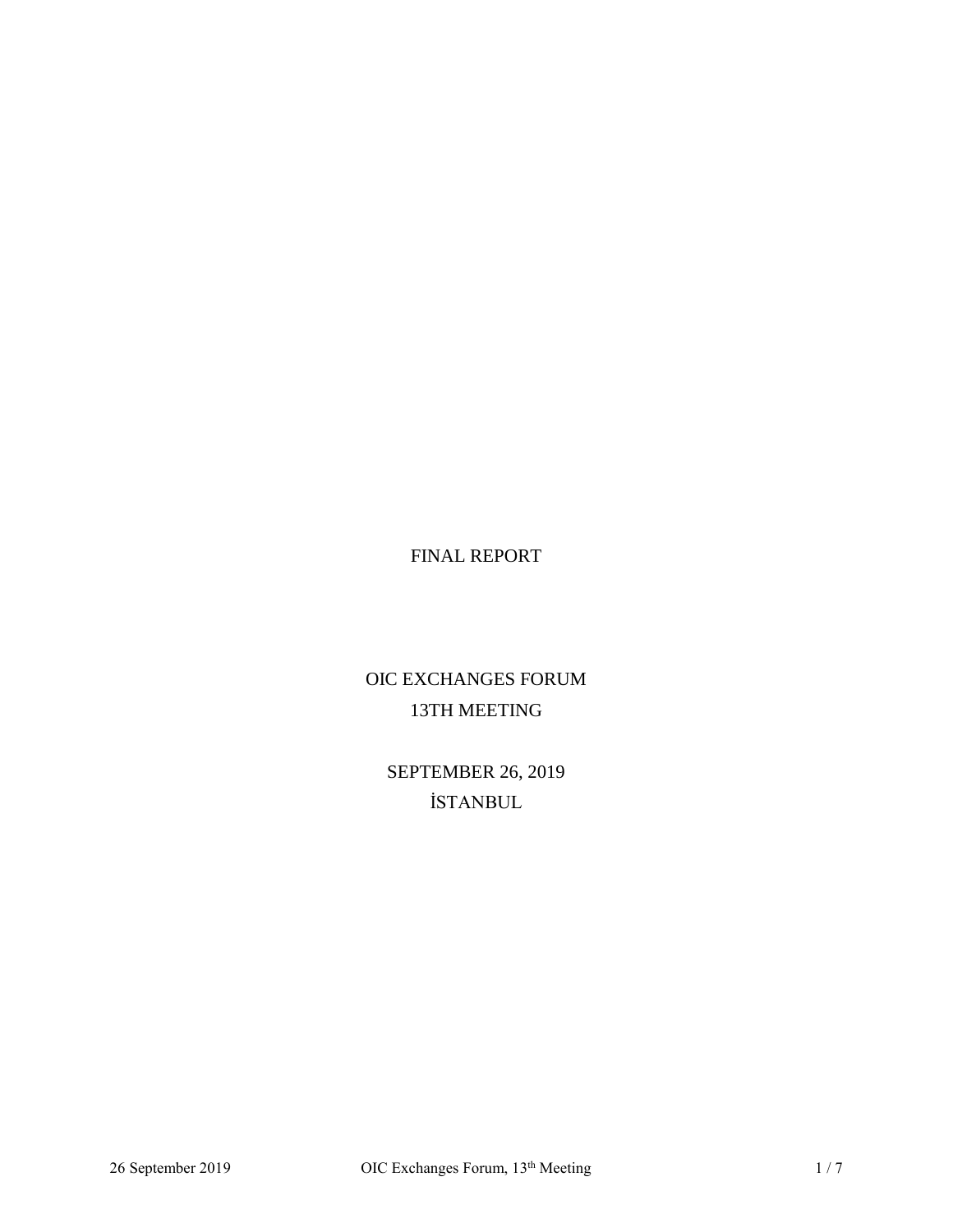# FINAL REPORT

# OIC EXCHANGES FORUM
# 13TH MEETING

SEPTEMBER 26, 2019

İSTANBUL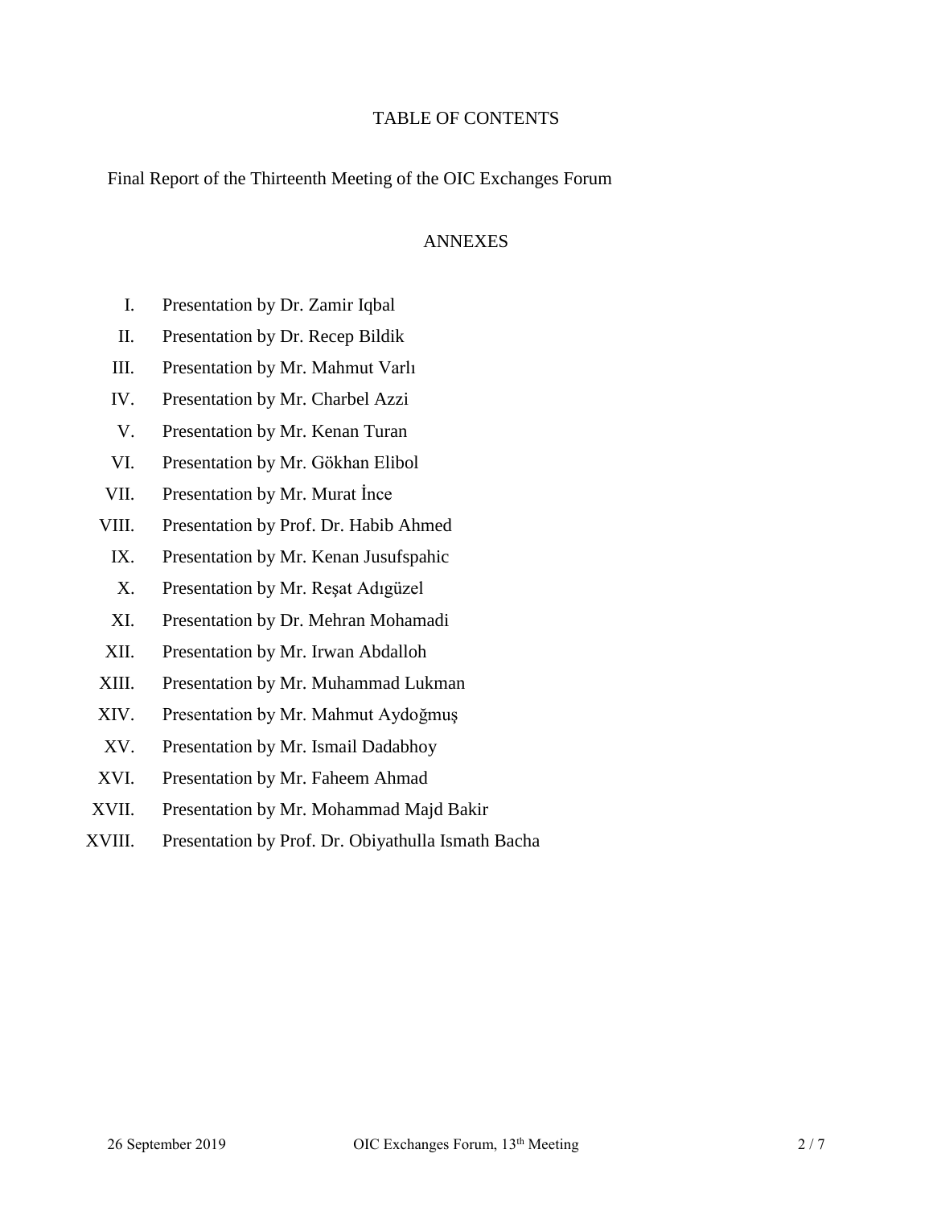# TABLE OF CONTENTS

Final Report of the Thirteenth Meeting of the OIC Exchanges Forum

## ANNEXES

I. Presentation by Dr. Zamir Iqbal

II. Presentation by Dr. Recep Bildik

III. Presentation by Mr. Mahmut Varlı

IV. Presentation by Mr. Charbel Azzi

V. Presentation by Mr. Kenan Turan

VI. Presentation by Mr. Gökhan Elibol

VII. Presentation by Mr. Murat İnce

VIII. Presentation by Prof. Dr. Habib Ahmed

IX. Presentation by Mr. Kenan Jusufspahic

X. Presentation by Mr. Reşat Adıgüzel

XI. Presentation by Dr. Mehran Mohamadi

XII. Presentation by Mr. Irwan Abdalloh

XIII. Presentation by Mr. Muhammad Lukman

XIV. Presentation by Mr. Mahmut Aydoğmuş

XV. Presentation by Mr. Ismail Dadabhoy

XVI. Presentation by Mr. Faheem Ahmad

XVII. Presentation by Mr. Mohammad Majd Bakir

XVIII. Presentation by Prof. Dr. Obiyathulla Ismath Bacha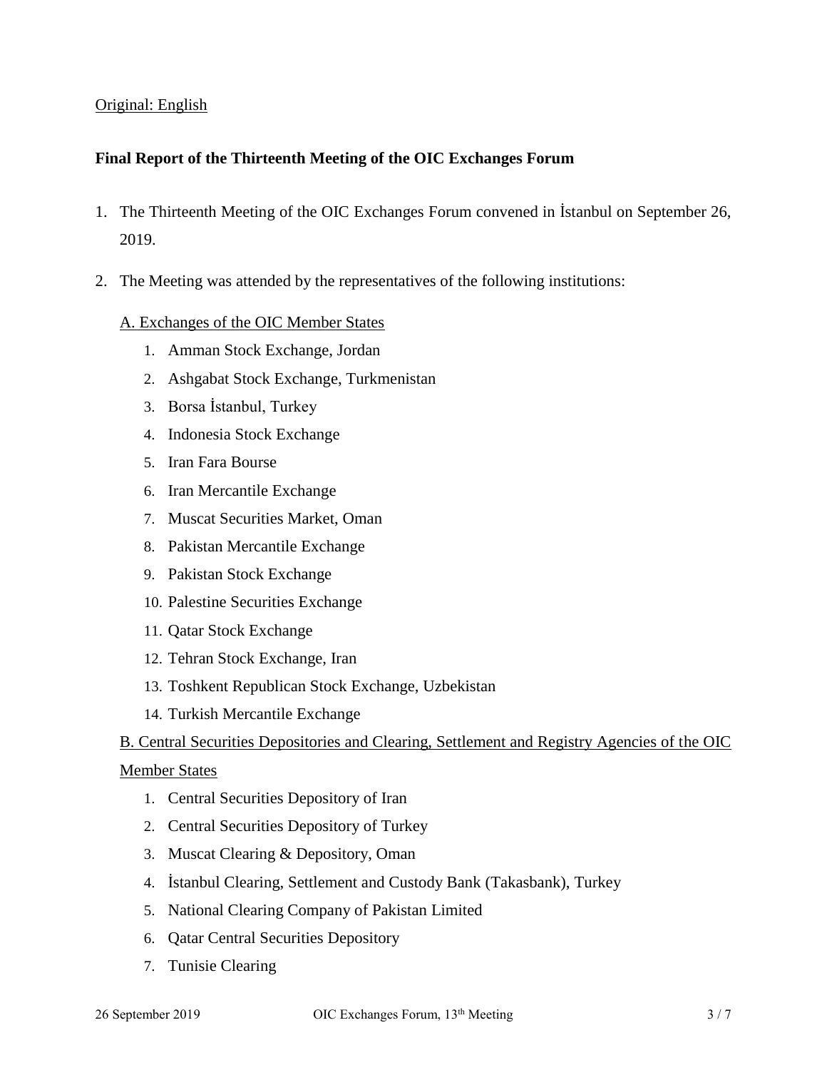Original: English

**Final Report of the Thirteenth Meeting of the OIC Exchanges Forum**

1. The Thirteenth Meeting of the OIC Exchanges Forum convened in İstanbul on September 26, 2019.

2. The Meeting was attended by the representatives of the following institutions:

   A. Exchanges of the OIC Member States

      1. Amman Stock Exchange, Jordan
      2. Ashgabat Stock Exchange, Turkmenistan
      3. Borsa İstanbul, Turkey
      4. Indonesia Stock Exchange
      5. Iran Fara Bourse
      6. Iran Mercantile Exchange
      7. Muscat Securities Market, Oman
      8. Pakistan Mercantile Exchange
      9. Pakistan Stock Exchange
      10. Palestine Securities Exchange
      11. Qatar Stock Exchange
      12. Tehran Stock Exchange, Iran
      13. Toshkent Republican Stock Exchange, Uzbekistan
      14. Turkish Mercantile Exchange

   B. Central Securities Depositories and Clearing, Settlement and Registry Agencies of the OIC Member States

      1. Central Securities Depository of Iran
      2. Central Securities Depository of Turkey
      3. Muscat Clearing & Depository, Oman
      4. İstanbul Clearing, Settlement and Custody Bank (Takasbank), Turkey
      5. National Clearing Company of Pakistan Limited
      6. Qatar Central Securities Depository
      7. Tunisie Clearing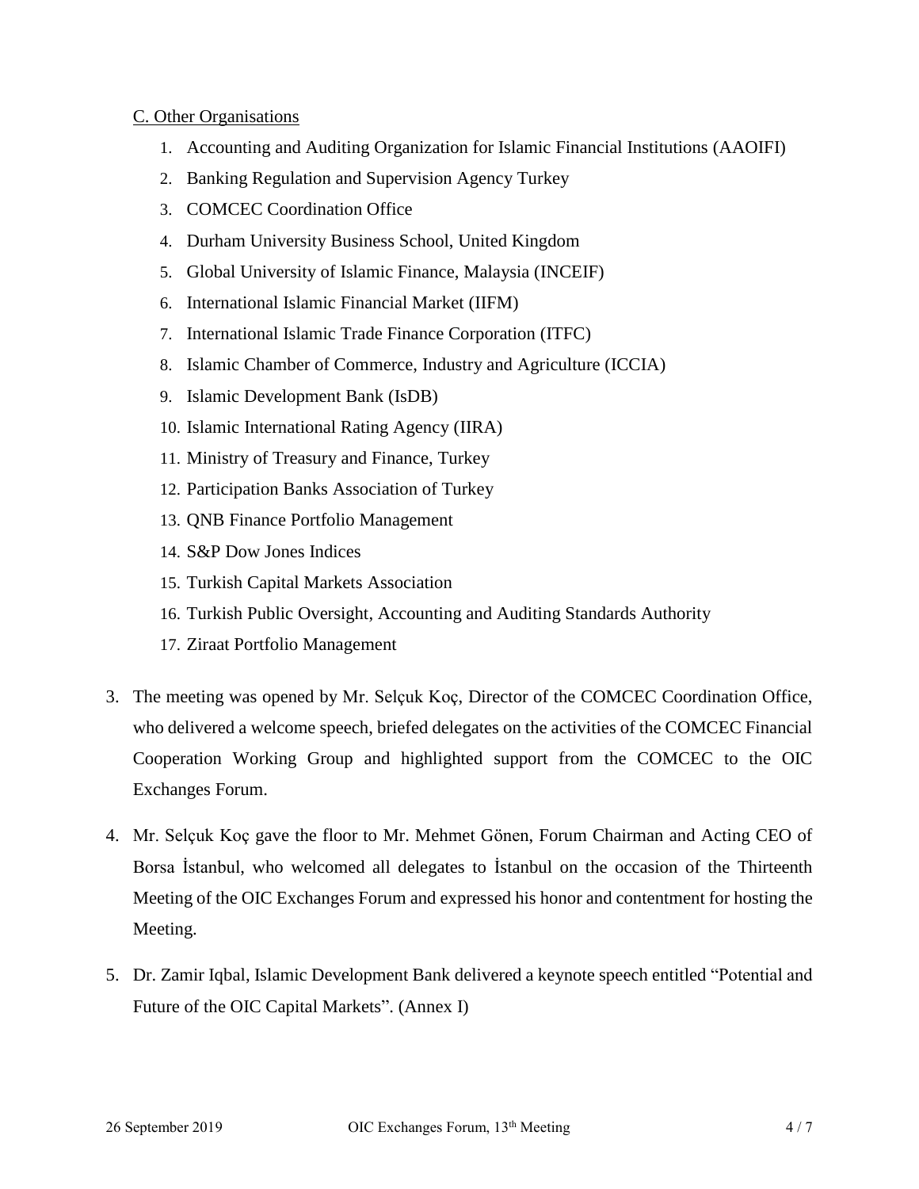C. Other Organisations

1. Accounting and Auditing Organization for Islamic Financial Institutions (AAOIFI)
2. Banking Regulation and Supervision Agency Turkey
3. COMCEC Coordination Office
4. Durham University Business School, United Kingdom
5. Global University of Islamic Finance, Malaysia (INCEIF)
6. International Islamic Financial Market (IIFM)
7. International Islamic Trade Finance Corporation (ITFC)
8. Islamic Chamber of Commerce, Industry and Agriculture (ICCIA)
9. Islamic Development Bank (IsDB)
10. Islamic International Rating Agency (IIRA)
11. Ministry of Treasury and Finance, Turkey
12. Participation Banks Association of Turkey
13. QNB Finance Portfolio Management
14. S&P Dow Jones Indices
15. Turkish Capital Markets Association
16. Turkish Public Oversight, Accounting and Auditing Standards Authority
17. Ziraat Portfolio Management

3. The meeting was opened by Mr. Selçuk Koç, Director of the COMCEC Coordination Office, who delivered a welcome speech, briefed delegates on the activities of the COMCEC Financial Cooperation Working Group and highlighted support from the COMCEC to the OIC Exchanges Forum.

4. Mr. Selçuk Koç gave the floor to Mr. Mehmet Gönen, Forum Chairman and Acting CEO of Borsa İstanbul, who welcomed all delegates to İstanbul on the occasion of the Thirteenth Meeting of the OIC Exchanges Forum and expressed his honor and contentment for hosting the Meeting.

5. Dr. Zamir Iqbal, Islamic Development Bank delivered a keynote speech entitled "Potential and Future of the OIC Capital Markets". (Annex I)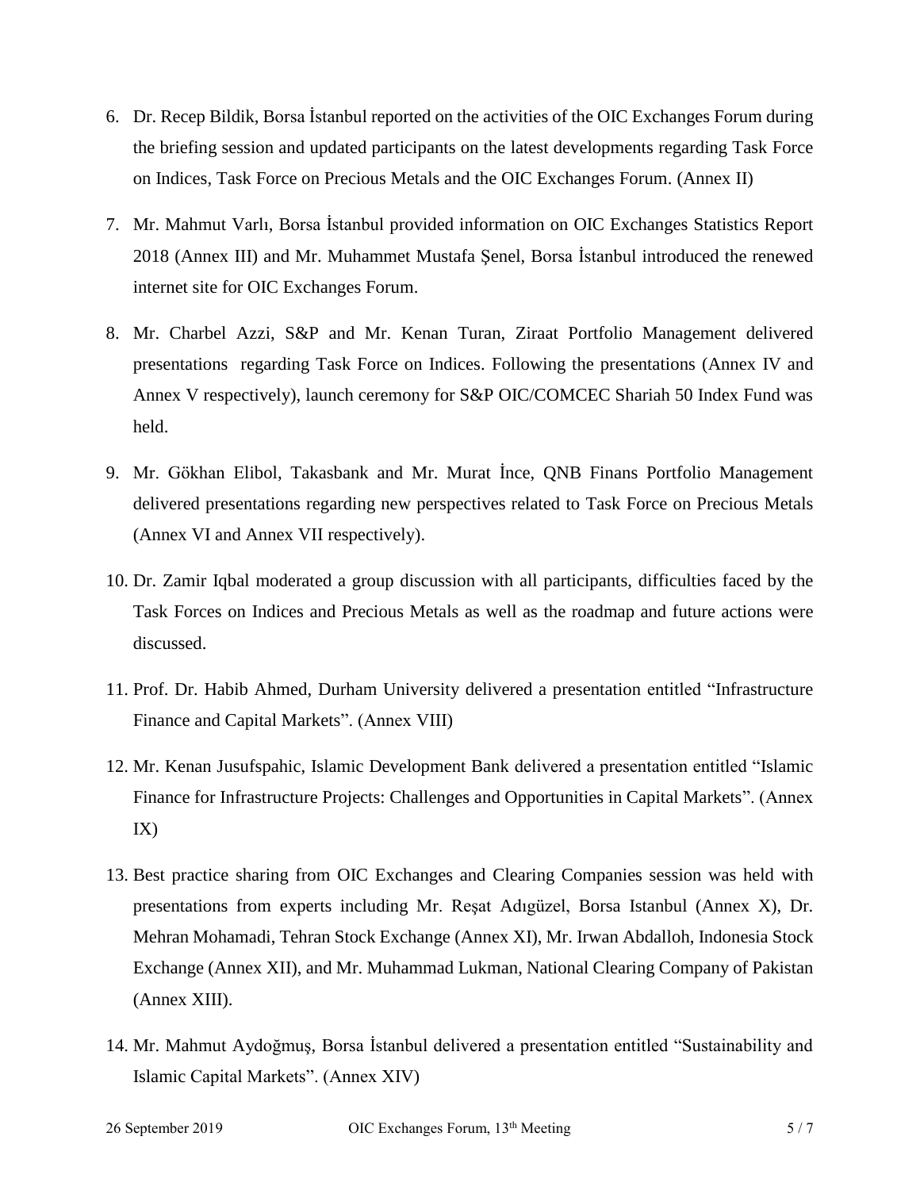6. Dr. Recep Bildik, Borsa İstanbul reported on the activities of the OIC Exchanges Forum during the briefing session and updated participants on the latest developments regarding Task Force on Indices, Task Force on Precious Metals and the OIC Exchanges Forum. (Annex II)

7. Mr. Mahmut Varlı, Borsa İstanbul provided information on OIC Exchanges Statistics Report 2018 (Annex III) and Mr. Muhammet Mustafa Şenel, Borsa İstanbul introduced the renewed internet site for OIC Exchanges Forum.

8. Mr. Charbel Azzi, S&P and Mr. Kenan Turan, Ziraat Portfolio Management delivered presentations regarding Task Force on Indices. Following the presentations (Annex IV and Annex V respectively), launch ceremony for S&P OIC/COMCEC Shariah 50 Index Fund was held.

9. Mr. Gökhan Elibol, Takasbank and Mr. Murat İnce, QNB Finans Portfolio Management delivered presentations regarding new perspectives related to Task Force on Precious Metals (Annex VI and Annex VII respectively).

10. Dr. Zamir Iqbal moderated a group discussion with all participants, difficulties faced by the Task Forces on Indices and Precious Metals as well as the roadmap and future actions were discussed.

11. Prof. Dr. Habib Ahmed, Durham University delivered a presentation entitled "Infrastructure Finance and Capital Markets". (Annex VIII)

12. Mr. Kenan Jusufspahic, Islamic Development Bank delivered a presentation entitled "Islamic Finance for Infrastructure Projects: Challenges and Opportunities in Capital Markets". (Annex IX)

13. Best practice sharing from OIC Exchanges and Clearing Companies session was held with presentations from experts including Mr. Reşat Adıgüzel, Borsa Istanbul (Annex X), Dr. Mehran Mohamadi, Tehran Stock Exchange (Annex XI), Mr. Irwan Abdalloh, Indonesia Stock Exchange (Annex XII), and Mr. Muhammad Lukman, National Clearing Company of Pakistan (Annex XIII).

14. Mr. Mahmut Aydoğmuş, Borsa İstanbul delivered a presentation entitled "Sustainability and Islamic Capital Markets". (Annex XIV)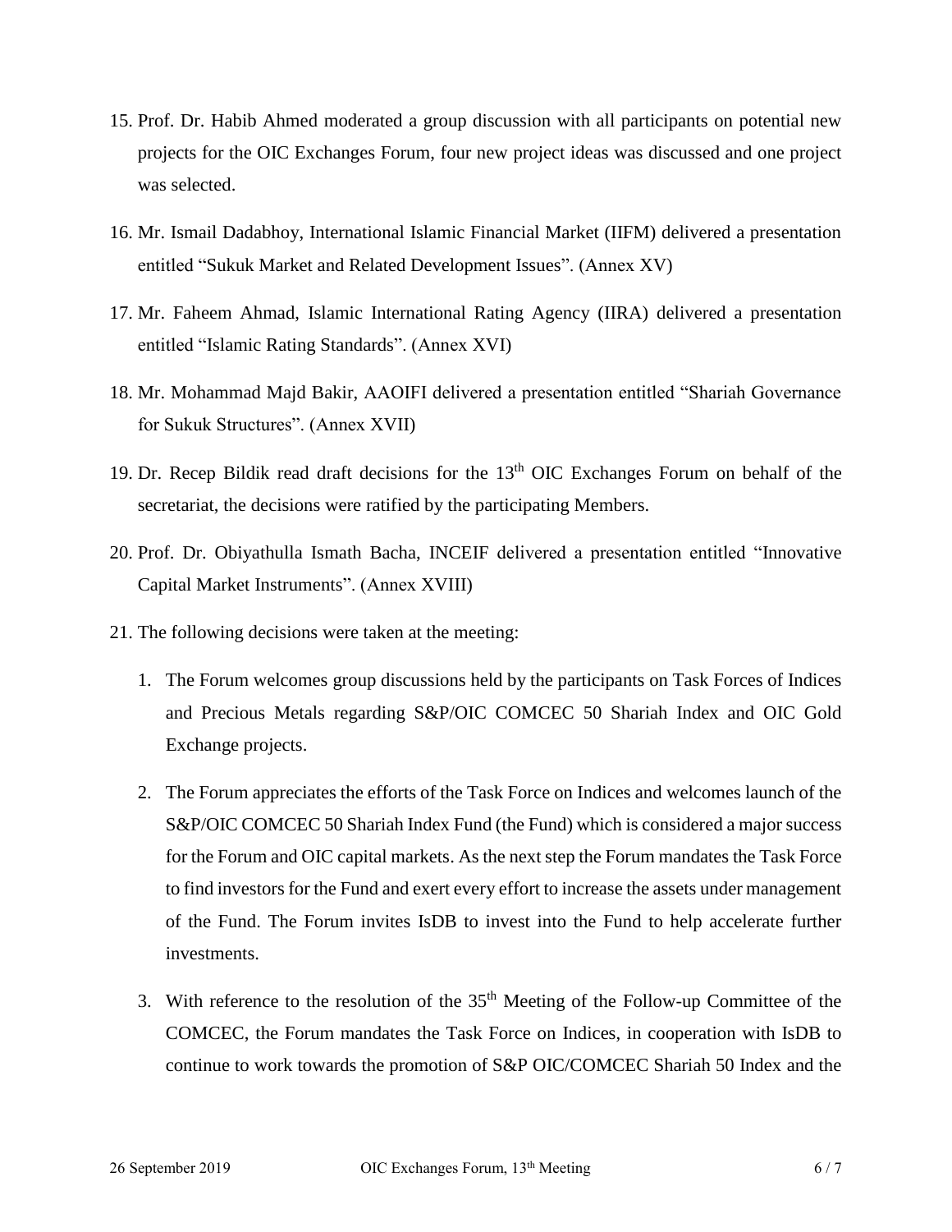15. Prof. Dr. Habib Ahmed moderated a group discussion with all participants on potential new projects for the OIC Exchanges Forum, four new project ideas was discussed and one project was selected.

16. Mr. Ismail Dadabhoy, International Islamic Financial Market (IIFM) delivered a presentation entitled "Sukuk Market and Related Development Issues". (Annex XV)

17. Mr. Faheem Ahmad, Islamic International Rating Agency (IIRA) delivered a presentation entitled "Islamic Rating Standards". (Annex XVI)

18. Mr. Mohammad Majd Bakir, AAOIFI delivered a presentation entitled "Shariah Governance for Sukuk Structures". (Annex XVII)

19. Dr. Recep Bildik read draft decisions for the 13th OIC Exchanges Forum on behalf of the secretariat, the decisions were ratified by the participating Members.

20. Prof. Dr. Obiyathulla Ismath Bacha, INCEIF delivered a presentation entitled "Innovative Capital Market Instruments". (Annex XVIII)

21. The following decisions were taken at the meeting:

    1. The Forum welcomes group discussions held by the participants on Task Forces of Indices and Precious Metals regarding S&P/OIC COMCEC 50 Shariah Index and OIC Gold Exchange projects.

    2. The Forum appreciates the efforts of the Task Force on Indices and welcomes launch of the S&P/OIC COMCEC 50 Shariah Index Fund (the Fund) which is considered a major success for the Forum and OIC capital markets. As the next step the Forum mandates the Task Force to find investors for the Fund and exert every effort to increase the assets under management of the Fund. The Forum invites IsDB to invest into the Fund to help accelerate further investments.

    3. With reference to the resolution of the 35th Meeting of the Follow-up Committee of the COMCEC, the Forum mandates the Task Force on Indices, in cooperation with IsDB to continue to work towards the promotion of S&P OIC/COMCEC Shariah 50 Index and the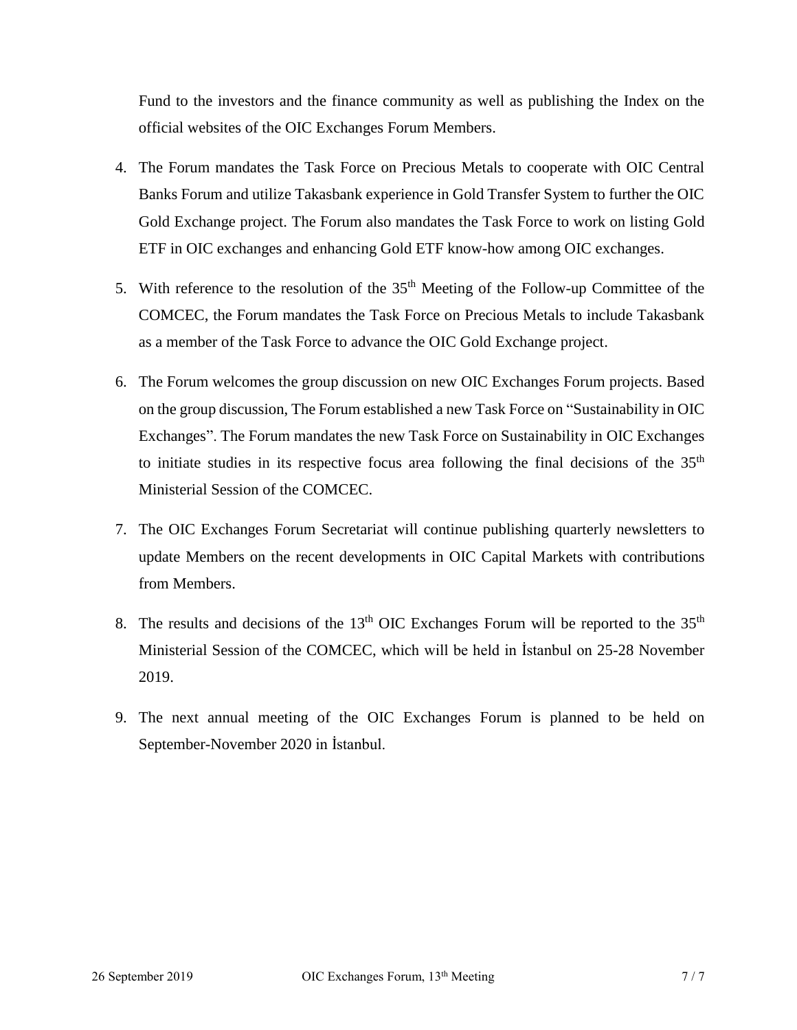Fund to the investors and the finance community as well as publishing the Index on the official websites of the OIC Exchanges Forum Members.

4. The Forum mandates the Task Force on Precious Metals to cooperate with OIC Central Banks Forum and utilize Takasbank experience in Gold Transfer System to further the OIC Gold Exchange project. The Forum also mandates the Task Force to work on listing Gold ETF in OIC exchanges and enhancing Gold ETF know-how among OIC exchanges.

5. With reference to the resolution of the 35th Meeting of the Follow-up Committee of the COMCEC, the Forum mandates the Task Force on Precious Metals to include Takasbank as a member of the Task Force to advance the OIC Gold Exchange project.

6. The Forum welcomes the group discussion on new OIC Exchanges Forum projects. Based on the group discussion, The Forum established a new Task Force on "Sustainability in OIC Exchanges". The Forum mandates the new Task Force on Sustainability in OIC Exchanges to initiate studies in its respective focus area following the final decisions of the 35th Ministerial Session of the COMCEC.

7. The OIC Exchanges Forum Secretariat will continue publishing quarterly newsletters to update Members on the recent developments in OIC Capital Markets with contributions from Members.

8. The results and decisions of the 13th OIC Exchanges Forum will be reported to the 35th Ministerial Session of the COMCEC, which will be held in İstanbul on 25-28 November 2019.

9. The next annual meeting of the OIC Exchanges Forum is planned to be held on September-November 2020 in İstanbul.